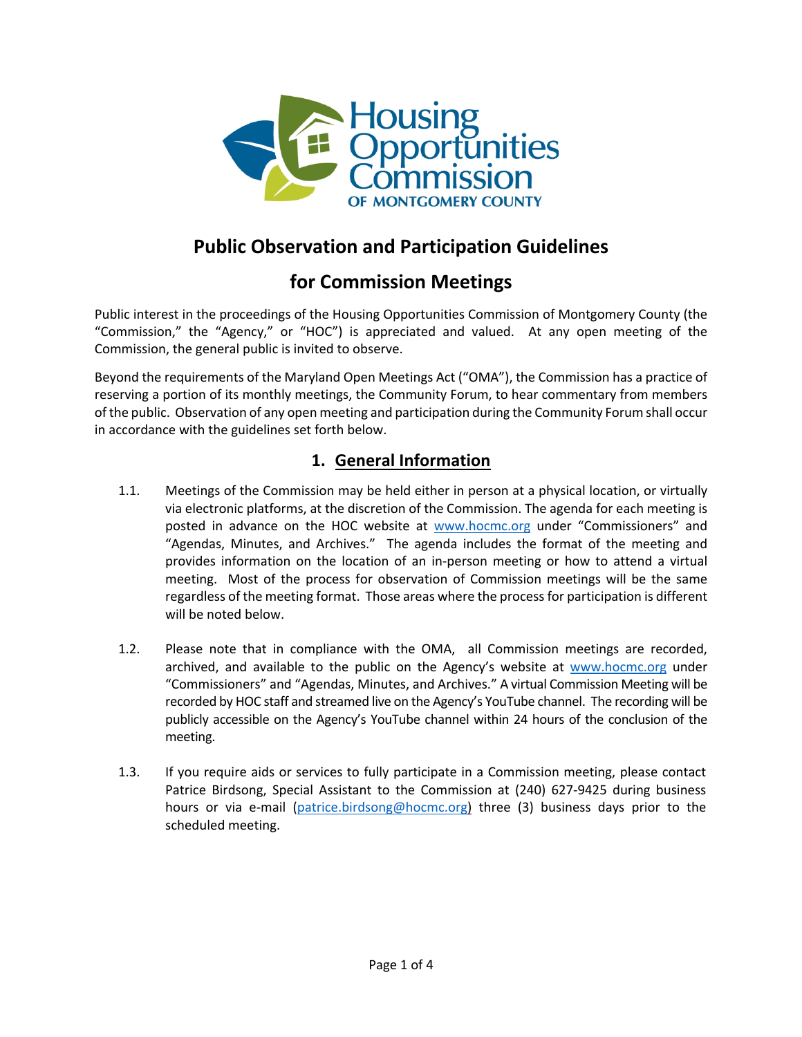# Public Observation and Participation Guidelines

# for Commission Meetings

Public interest in the proceedings of the Housing Opportunities Commission of Montgomery County (the "Commission," the "Agency," or "HOC") is appreciated and valued. At any open meeting of the Commission, the general public is invited to observe.

Beyond the requirements of the Maryland Open Meetings Act ("OMA"), the Commission has a practice of reserving a portion of its monthly meetings, the Community Forum, to hear commentary from members of the public. Observation of any open meeting and participation during the Community Forum shall occur in accordance with the guidelines set forth below.

## 1. General Information

1.1. Meetings of the Commission may be held either in person at a physical location, or virtually via electronic platforms, at the discretion of the Commission. The agenda for each meeting is posted in advance on the HOC website at www.hocmc.org under "Commissioners" and "Agendas, Minutes, and Archives." The agenda includes the format of the meeting and provides information on the location of an in-person meeting or how to attend a virtual meeting. Most of the process for observation of Commission meetings will be the same regardless of the meeting format. Those areas where the process for participation is different will be noted below.

1.2. Please note that in compliance with the OMA, all Commission meetings are recorded, archived, and available to the public on the Agency's website at www.hocmc.org under "Commissioners" and "Agendas, Minutes, and Archives." A virtual Commission Meeting will be recorded by HOC staff and streamed live on the Agency's YouTube channel. The recording will be publicly accessible on the Agency's YouTube channel within 24 hours of the conclusion of the meeting.

1.3. If you require aids or services to fully participate in a Commission meeting, please contact Patrice Birdsong, Special Assistant to the Commission at (240) 627-9425 during business hours or via e-mail (patrice.birdsong@hocmc.org) three (3) business days prior to the scheduled meeting.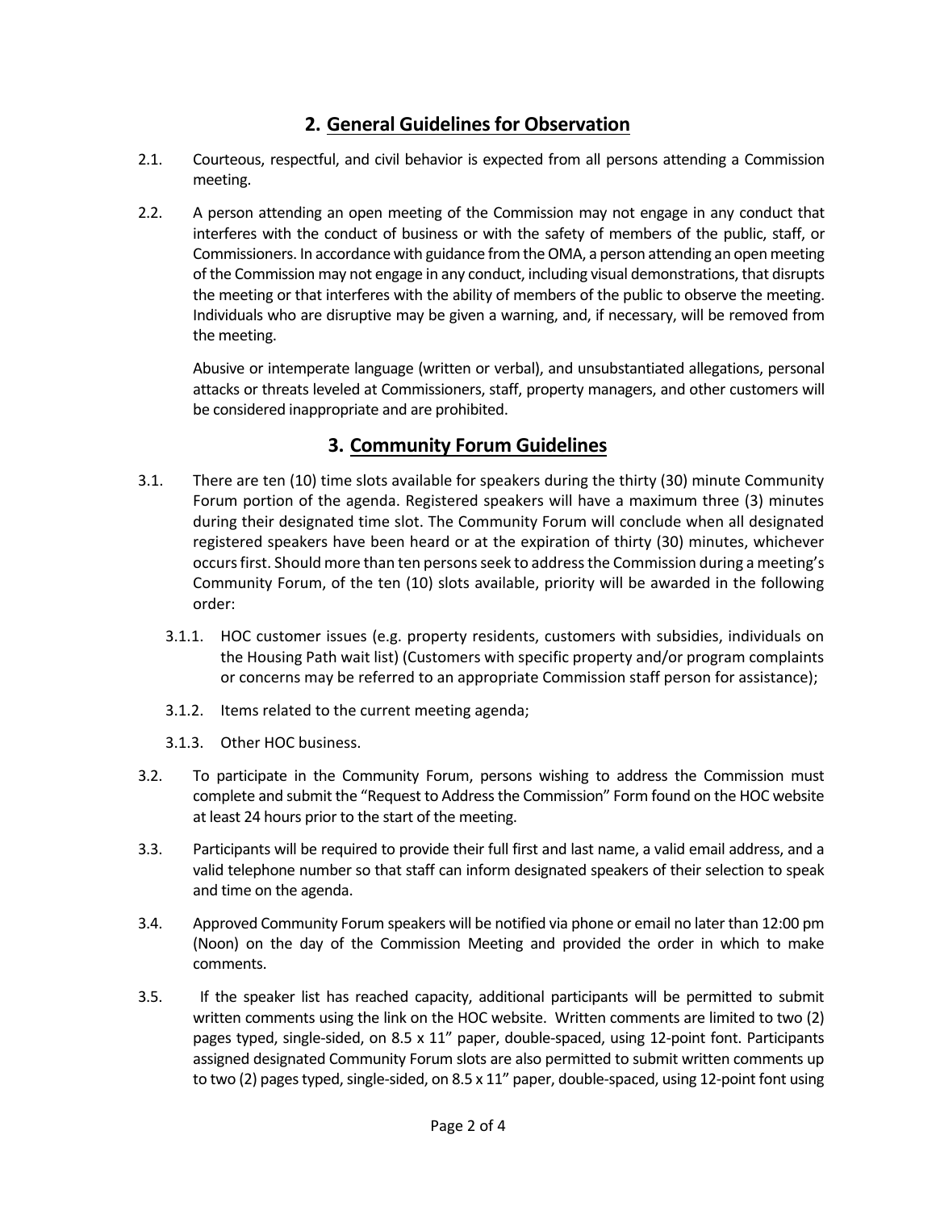## 2. General Guidelines for Observation

2.1. Courteous, respectful, and civil behavior is expected from all persons attending a Commission meeting.

2.2. A person attending an open meeting of the Commission may not engage in any conduct that interferes with the conduct of business or with the safety of members of the public, staff, or Commissioners. In accordance with guidance from the OMA, a person attending an open meeting of the Commission may not engage in any conduct, including visual demonstrations, that disrupts the meeting or that interferes with the ability of members of the public to observe the meeting. Individuals who are disruptive may be given a warning, and, if necessary, will be removed from the meeting.

Abusive or intemperate language (written or verbal), and unsubstantiated allegations, personal attacks or threats leveled at Commissioners, staff, property managers, and other customers will be considered inappropriate and are prohibited.

## 3. Community Forum Guidelines

3.1. There are ten (10) time slots available for speakers during the thirty (30) minute Community Forum portion of the agenda. Registered speakers will have a maximum three (3) minutes during their designated time slot. The Community Forum will conclude when all designated registered speakers have been heard or at the expiration of thirty (30) minutes, whichever occurs first. Should more than ten persons seek to address the Commission during a meeting's Community Forum, of the ten (10) slots available, priority will be awarded in the following order:

3.1.1. HOC customer issues (e.g. property residents, customers with subsidies, individuals on the Housing Path wait list) (Customers with specific property and/or program complaints or concerns may be referred to an appropriate Commission staff person for assistance);

3.1.2. Items related to the current meeting agenda;

3.1.3. Other HOC business.

3.2. To participate in the Community Forum, persons wishing to address the Commission must complete and submit the "Request to Address the Commission" Form found on the HOC website at least 24 hours prior to the start of the meeting.

3.3. Participants will be required to provide their full first and last name, a valid email address, and a valid telephone number so that staff can inform designated speakers of their selection to speak and time on the agenda.

3.4. Approved Community Forum speakers will be notified via phone or email no later than 12:00 pm (Noon) on the day of the Commission Meeting and provided the order in which to make comments.

3.5. If the speaker list has reached capacity, additional participants will be permitted to submit written comments using the link on the HOC website. Written comments are limited to two (2) pages typed, single-sided, on 8.5 x 11" paper, double-spaced, using 12-point font. Participants assigned designated Community Forum slots are also permitted to submit written comments up to two (2) pages typed, single-sided, on 8.5 x 11" paper, double-spaced, using 12-point font using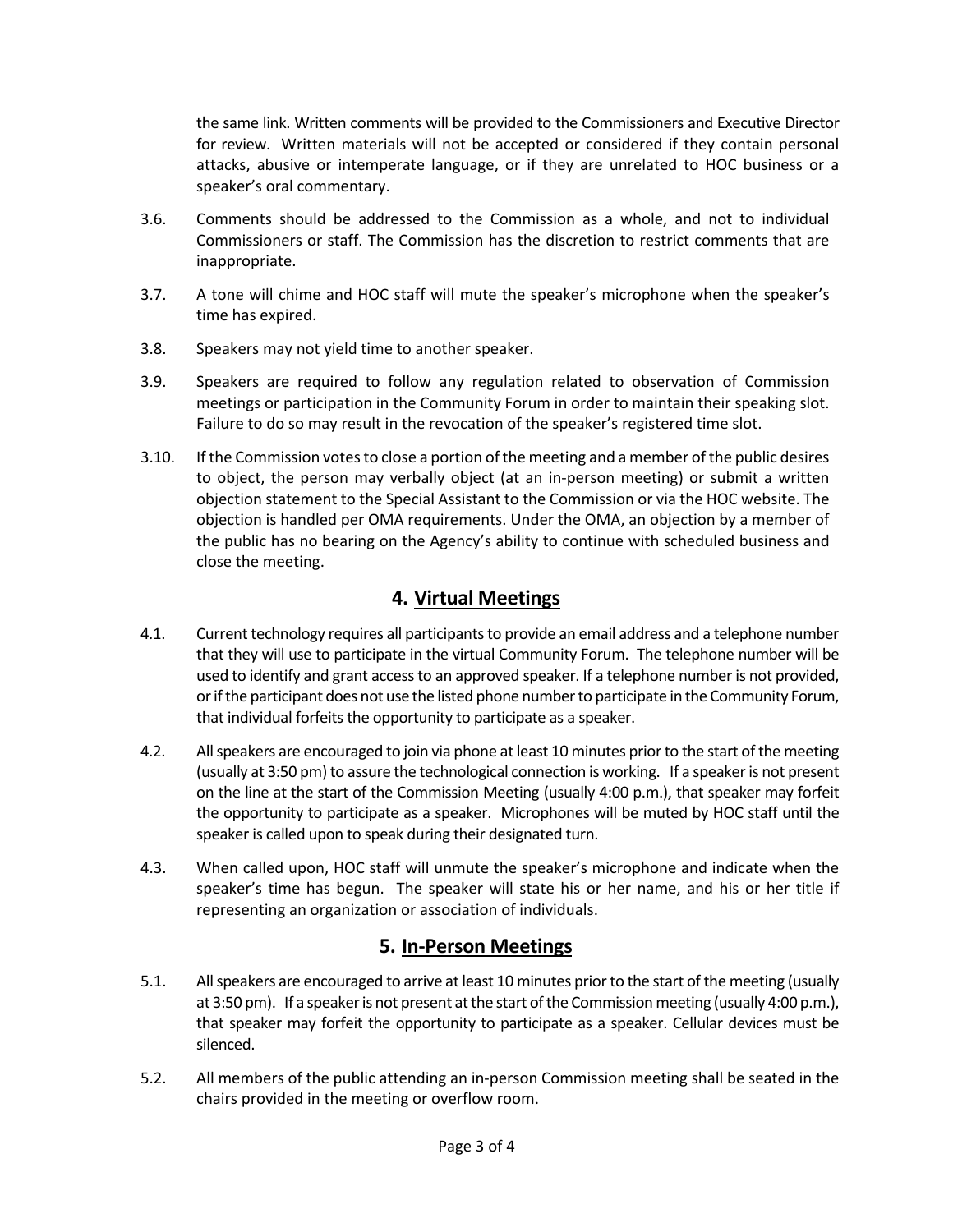the same link. Written comments will be provided to the Commissioners and Executive Director for review. Written materials will not be accepted or considered if they contain personal attacks, abusive or intemperate language, or if they are unrelated to HOC business or a speaker's oral commentary.

3.6. Comments should be addressed to the Commission as a whole, and not to individual Commissioners or staff. The Commission has the discretion to restrict comments that are inappropriate.

3.7. A tone will chime and HOC staff will mute the speaker's microphone when the speaker's time has expired.

3.8. Speakers may not yield time to another speaker.

3.9. Speakers are required to follow any regulation related to observation of Commission meetings or participation in the Community Forum in order to maintain their speaking slot. Failure to do so may result in the revocation of the speaker's registered time slot.

3.10. If the Commission votes to close a portion of the meeting and a member of the public desires to object, the person may verbally object (at an in-person meeting) or submit a written objection statement to the Special Assistant to the Commission or via the HOC website. The objection is handled per OMA requirements. Under the OMA, an objection by a member of the public has no bearing on the Agency's ability to continue with scheduled business and close the meeting.

## 4. Virtual Meetings

4.1. Current technology requires all participants to provide an email address and a telephone number that they will use to participate in the virtual Community Forum. The telephone number will be used to identify and grant access to an approved speaker. If a telephone number is not provided, or if the participant does not use the listed phone number to participate in the Community Forum, that individual forfeits the opportunity to participate as a speaker.

4.2. All speakers are encouraged to join via phone at least 10 minutes prior to the start of the meeting (usually at 3:50 pm) to assure the technological connection is working. If a speaker is not present on the line at the start of the Commission Meeting (usually 4:00 p.m.), that speaker may forfeit the opportunity to participate as a speaker. Microphones will be muted by HOC staff until the speaker is called upon to speak during their designated turn.

4.3. When called upon, HOC staff will unmute the speaker's microphone and indicate when the speaker's time has begun. The speaker will state his or her name, and his or her title if representing an organization or association of individuals.

## 5. In-Person Meetings

5.1. All speakers are encouraged to arrive at least 10 minutes prior to the start of the meeting (usually at 3:50 pm). If a speaker is not present at the start of the Commission meeting (usually 4:00 p.m.), that speaker may forfeit the opportunity to participate as a speaker. Cellular devices must be silenced.

5.2. All members of the public attending an in-person Commission meeting shall be seated in the chairs provided in the meeting or overflow room.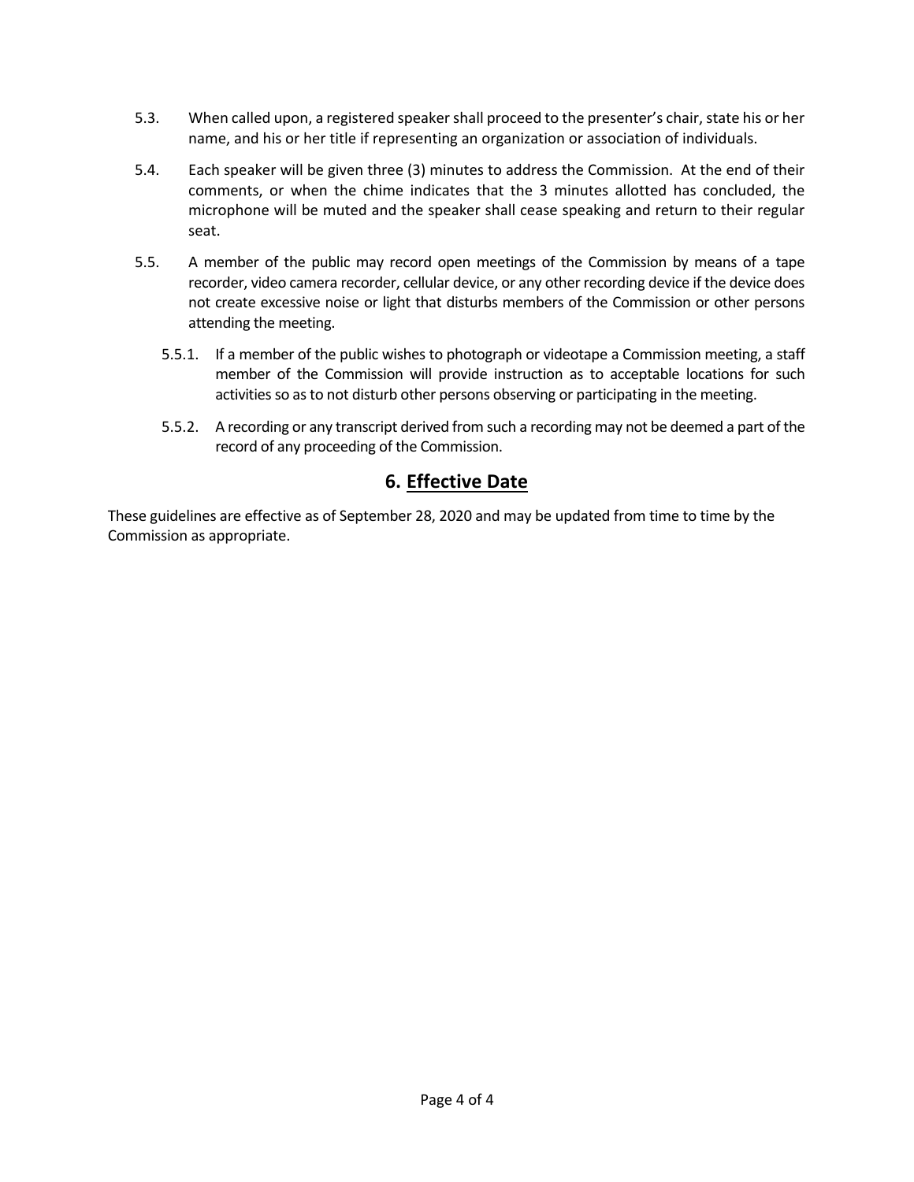5.3. When called upon, a registered speaker shall proceed to the presenter's chair, state his or her name, and his or her title if representing an organization or association of individuals.

5.4. Each speaker will be given three (3) minutes to address the Commission. At the end of their comments, or when the chime indicates that the 3 minutes allotted has concluded, the microphone will be muted and the speaker shall cease speaking and return to their regular seat.

5.5. A member of the public may record open meetings of the Commission by means of a tape recorder, video camera recorder, cellular device, or any other recording device if the device does not create excessive noise or light that disturbs members of the Commission or other persons attending the meeting.

   5.5.1. If a member of the public wishes to photograph or videotape a Commission meeting, a staff member of the Commission will provide instruction as to acceptable locations for such activities so as to not disturb other persons observing or participating in the meeting.

   5.5.2. A recording or any transcript derived from such a recording may not be deemed a part of the record of any proceeding of the Commission.

## 6. Effective Date

These guidelines are effective as of September 28, 2020 and may be updated from time to time by the Commission as appropriate.